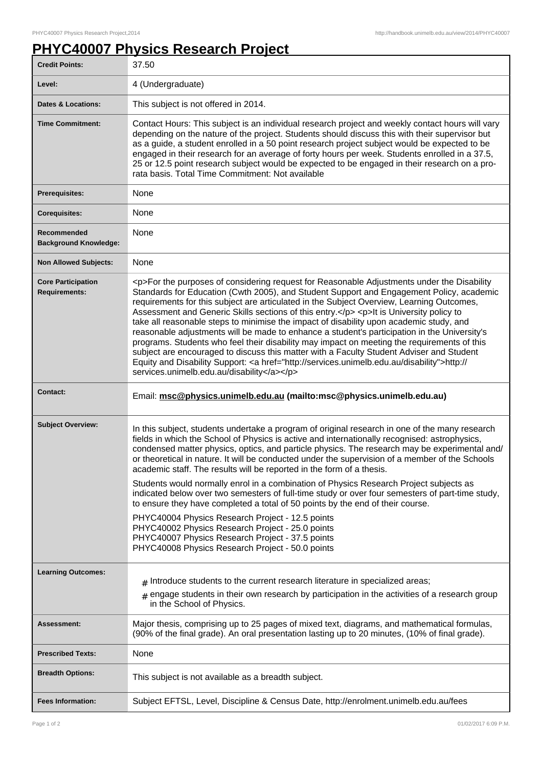# PHYC40007 Physics Research Project

| | |
|---|---|
| **Credit Points:** | 37.50 |
| **Level:** | 4 (Undergraduate) |
| **Dates & Locations:** | This subject is not offered in 2014. |
| **Time Commitment:** | Contact Hours: This subject is an individual research project and weekly contact hours will vary depending on the nature of the project. Students should discuss this with their supervisor but as a guide, a student enrolled in a 50 point research project subject would be expected to be engaged in their research for an average of forty hours per week. Students enrolled in a 37.5, 25 or 12.5 point research subject would be expected to be engaged in their research on a pro-rata basis. Total Time Commitment: Not available |
| **Prerequisites:** | None |
| **Corequisites:** | None |
| **Recommended Background Knowledge:** | None |
| **Non Allowed Subjects:** | None |
| **Core Participation Requirements:** | <p>For the purposes of considering request for Reasonable Adjustments under the Disability Standards for Education (Cwth 2005), and Student Support and Engagement Policy, academic requirements for this subject are articulated in the Subject Overview, Learning Outcomes, Assessment and Generic Skills sections of this entry.</p> <p>It is University policy to take all reasonable steps to minimise the impact of disability upon academic study, and reasonable adjustments will be made to enhance a student's participation in the University's programs. Students who feel their disability may impact on meeting the requirements of this subject are encouraged to discuss this matter with a Faculty Student Adviser and Student Equity and Disability Support: <a href="http://services.unimelb.edu.au/disability">http://services.unimelb.edu.au/disability</a></p> |
| **Contact:** | Email: **msc@physics.unimelb.edu.au (mailto:msc@physics.unimelb.edu.au)** |
| **Subject Overview:** | In this subject, students undertake a program of original research in one of the many research fields in which the School of Physics is active and internationally recognised: astrophysics, condensed matter physics, optics, and particle physics. The research may be experimental and/or theoretical in nature. It will be conducted under the supervision of a member of the Schools academic staff. The results will be reported in the form of a thesis.<br><br>Students would normally enrol in a combination of Physics Research Project subjects as indicated below over two semesters of full-time study or over four semesters of part-time study, to ensure they have completed a total of 50 points by the end of their course.<br><br>PHYC40004 Physics Research Project - 12.5 points<br>PHYC40002 Physics Research Project - 25.0 points<br>PHYC40007 Physics Research Project - 37.5 points<br>PHYC40008 Physics Research Project - 50.0 points |
| **Learning Outcomes:** | # Introduce students to the current research literature in specialized areas;<br># engage students in their own research by participation in the activities of a research group in the School of Physics. |
| **Assessment:** | Major thesis, comprising up to 25 pages of mixed text, diagrams, and mathematical formulas, (90% of the final grade). An oral presentation lasting up to 20 minutes, (10% of final grade). |
| **Prescribed Texts:** | None |
| **Breadth Options:** | This subject is not available as a breadth subject. |
| **Fees Information:** | Subject EFTSL, Level, Discipline & Census Date, http://enrolment.unimelb.edu.au/fees |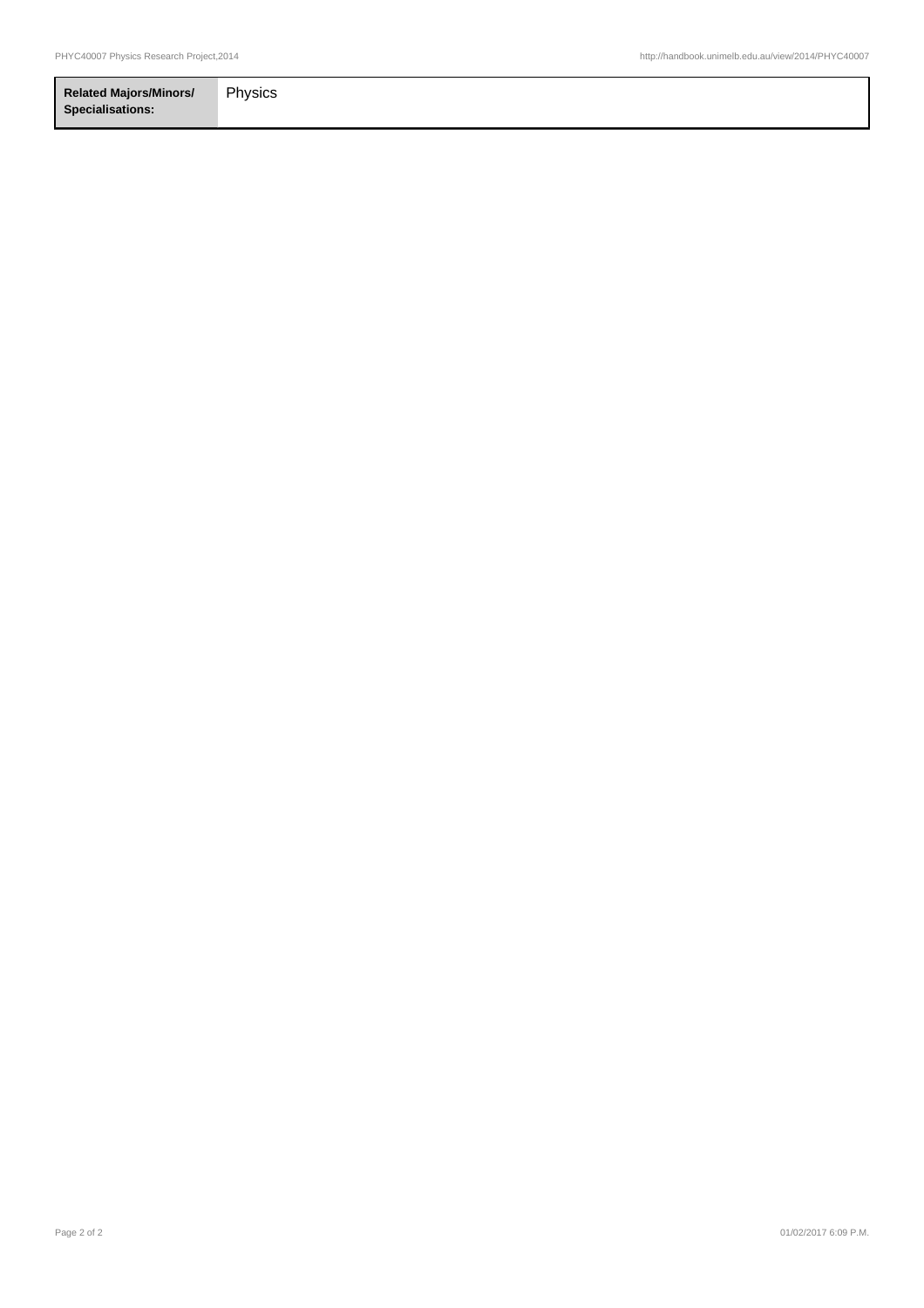| | |
|---|---|
| **Related Majors/Minors/ Specialisations:** | Physics |